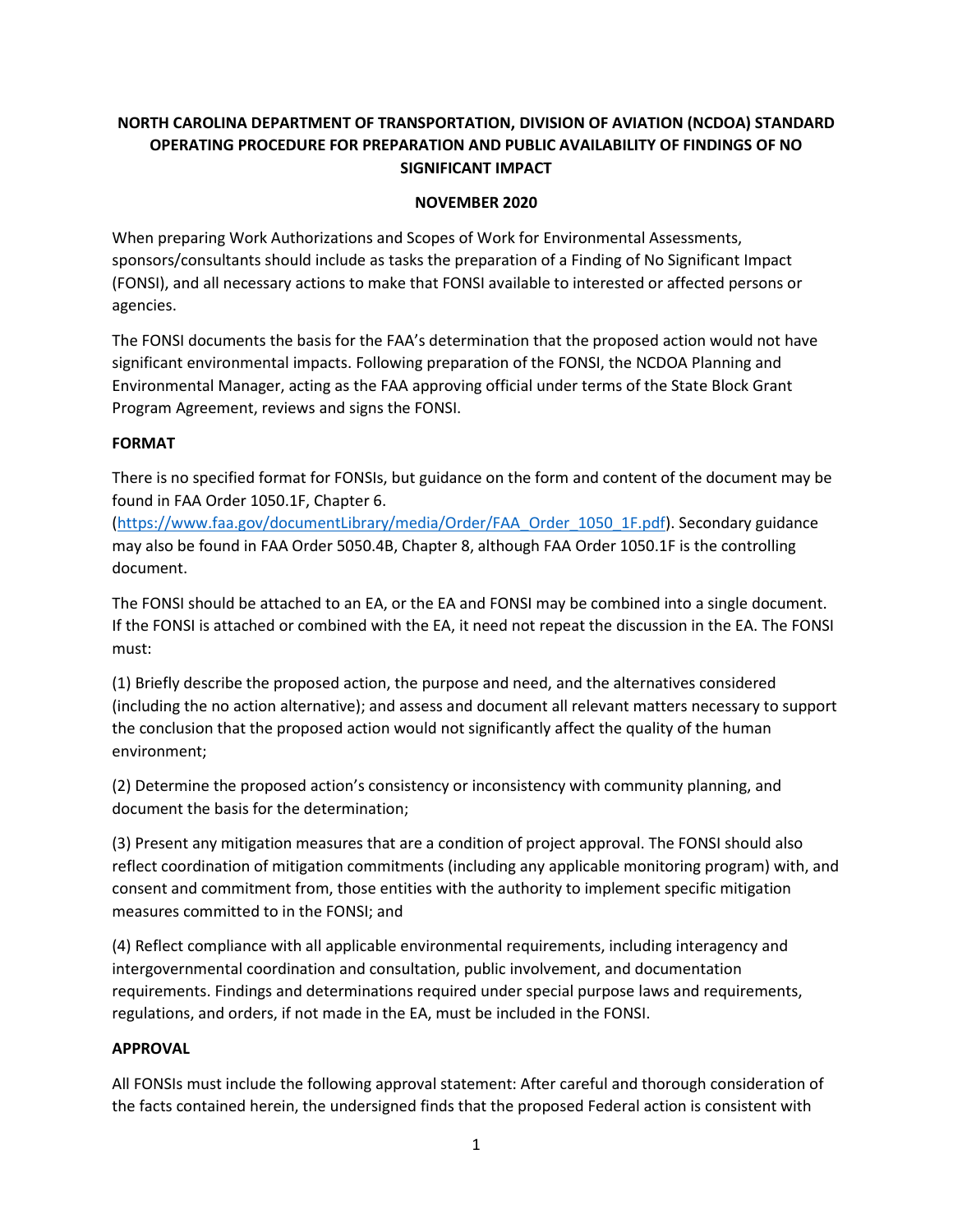# NORTH CAROLINA DEPARTMENT OF TRANSPORTATION, DIVISION OF AVIATION (NCDOA) STANDARD OPERATING PROCEDURE FOR PREPARATION AND PUBLIC AVAILABILITY OF FINDINGS OF NO SIGNIFICANT IMPACT

**NOVEMBER 2020**

When preparing Work Authorizations and Scopes of Work for Environmental Assessments, sponsors/consultants should include as tasks the preparation of a Finding of No Significant Impact (FONSI), and all necessary actions to make that FONSI available to interested or affected persons or agencies.

The FONSI documents the basis for the FAA's determination that the proposed action would not have significant environmental impacts. Following preparation of the FONSI, the NCDOA Planning and Environmental Manager, acting as the FAA approving official under terms of the State Block Grant Program Agreement, reviews and signs the FONSI.

## FORMAT

There is no specified format for FONSIs, but guidance on the form and content of the document may be found in FAA Order 1050.1F, Chapter 6. ([https://www.faa.gov/documentLibrary/media/Order/FAA_Order_1050_1F.pdf](https://www.faa.gov/documentLibrary/media/Order/FAA_Order_1050_1F.pdf)). Secondary guidance may also be found in FAA Order 5050.4B, Chapter 8, although FAA Order 1050.1F is the controlling document.

The FONSI should be attached to an EA, or the EA and FONSI may be combined into a single document. If the FONSI is attached or combined with the EA, it need not repeat the discussion in the EA. The FONSI must:

(1) Briefly describe the proposed action, the purpose and need, and the alternatives considered (including the no action alternative); and assess and document all relevant matters necessary to support the conclusion that the proposed action would not significantly affect the quality of the human environment;

(2) Determine the proposed action's consistency or inconsistency with community planning, and document the basis for the determination;

(3) Present any mitigation measures that are a condition of project approval. The FONSI should also reflect coordination of mitigation commitments (including any applicable monitoring program) with, and consent and commitment from, those entities with the authority to implement specific mitigation measures committed to in the FONSI; and

(4) Reflect compliance with all applicable environmental requirements, including interagency and intergovernmental coordination and consultation, public involvement, and documentation requirements. Findings and determinations required under special purpose laws and requirements, regulations, and orders, if not made in the EA, must be included in the FONSI.

## APPROVAL

All FONSIs must include the following approval statement: After careful and thorough consideration of the facts contained herein, the undersigned finds that the proposed Federal action is consistent with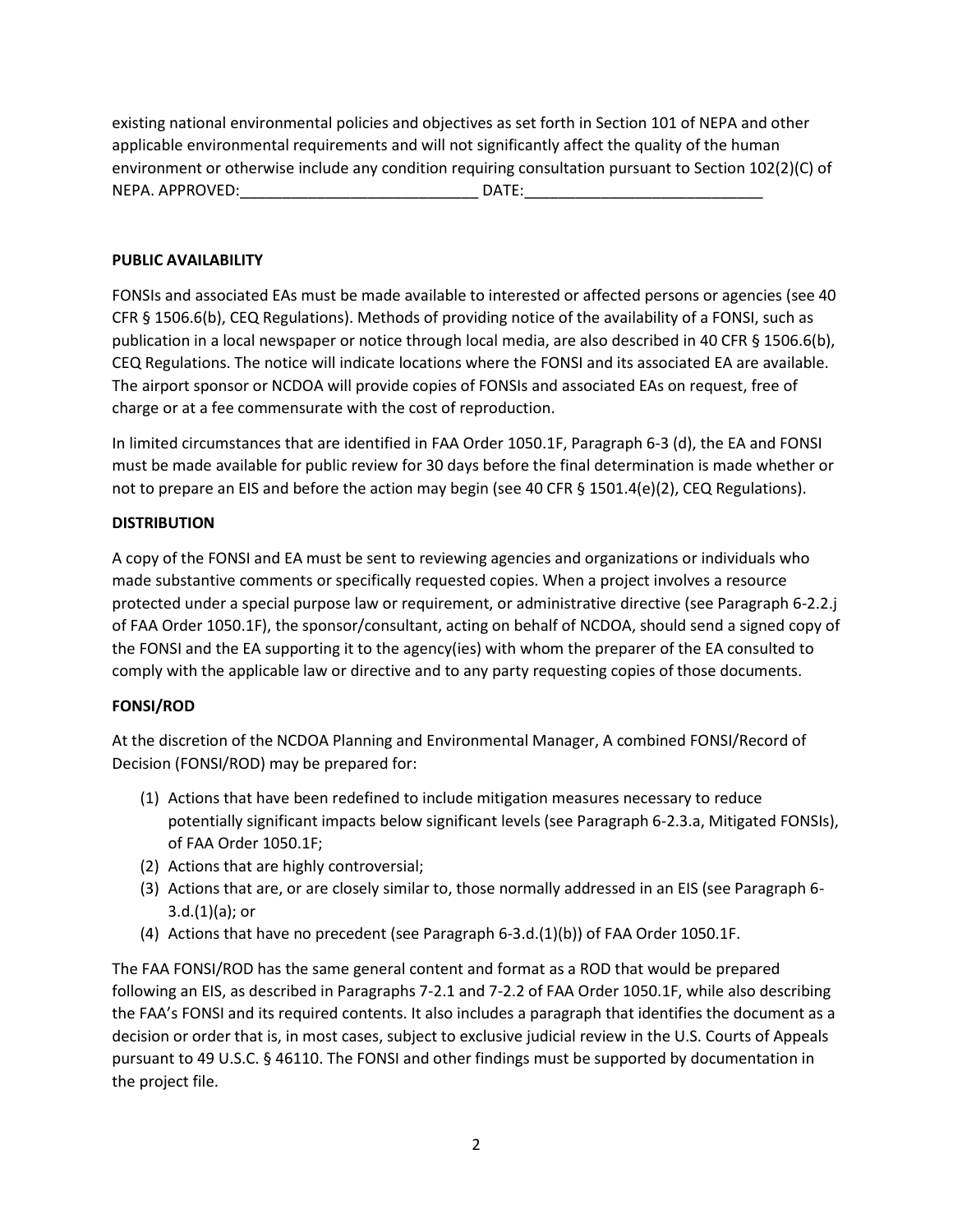existing national environmental policies and objectives as set forth in Section 101 of NEPA and other applicable environmental requirements and will not significantly affect the quality of the human environment or otherwise include any condition requiring consultation pursuant to Section 102(2)(C) of NEPA. APPROVED:____________________________ DATE:____________________________

**PUBLIC AVAILABILITY**

FONSIs and associated EAs must be made available to interested or affected persons or agencies (see 40 CFR § 1506.6(b), CEQ Regulations). Methods of providing notice of the availability of a FONSI, such as publication in a local newspaper or notice through local media, are also described in 40 CFR § 1506.6(b), CEQ Regulations. The notice will indicate locations where the FONSI and its associated EA are available. The airport sponsor or NCDOA will provide copies of FONSIs and associated EAs on request, free of charge or at a fee commensurate with the cost of reproduction.

In limited circumstances that are identified in FAA Order 1050.1F, Paragraph 6-3 (d), the EA and FONSI must be made available for public review for 30 days before the final determination is made whether or not to prepare an EIS and before the action may begin (see 40 CFR § 1501.4(e)(2), CEQ Regulations).

**DISTRIBUTION**

A copy of the FONSI and EA must be sent to reviewing agencies and organizations or individuals who made substantive comments or specifically requested copies. When a project involves a resource protected under a special purpose law or requirement, or administrative directive (see Paragraph 6-2.2.j of FAA Order 1050.1F), the sponsor/consultant, acting on behalf of NCDOA, should send a signed copy of the FONSI and the EA supporting it to the agency(ies) with whom the preparer of the EA consulted to comply with the applicable law or directive and to any party requesting copies of those documents.

**FONSI/ROD**

At the discretion of the NCDOA Planning and Environmental Manager, A combined FONSI/Record of Decision (FONSI/ROD) may be prepared for:

(1) Actions that have been redefined to include mitigation measures necessary to reduce potentially significant impacts below significant levels (see Paragraph 6-2.3.a, Mitigated FONSIs), of FAA Order 1050.1F;
(2) Actions that are highly controversial;
(3) Actions that are, or are closely similar to, those normally addressed in an EIS (see Paragraph 6-3.d.(1)(a); or
(4) Actions that have no precedent (see Paragraph 6-3.d.(1)(b)) of FAA Order 1050.1F.

The FAA FONSI/ROD has the same general content and format as a ROD that would be prepared following an EIS, as described in Paragraphs 7-2.1 and 7-2.2 of FAA Order 1050.1F, while also describing the FAA's FONSI and its required contents. It also includes a paragraph that identifies the document as a decision or order that is, in most cases, subject to exclusive judicial review in the U.S. Courts of Appeals pursuant to 49 U.S.C. § 46110. The FONSI and other findings must be supported by documentation in the project file.